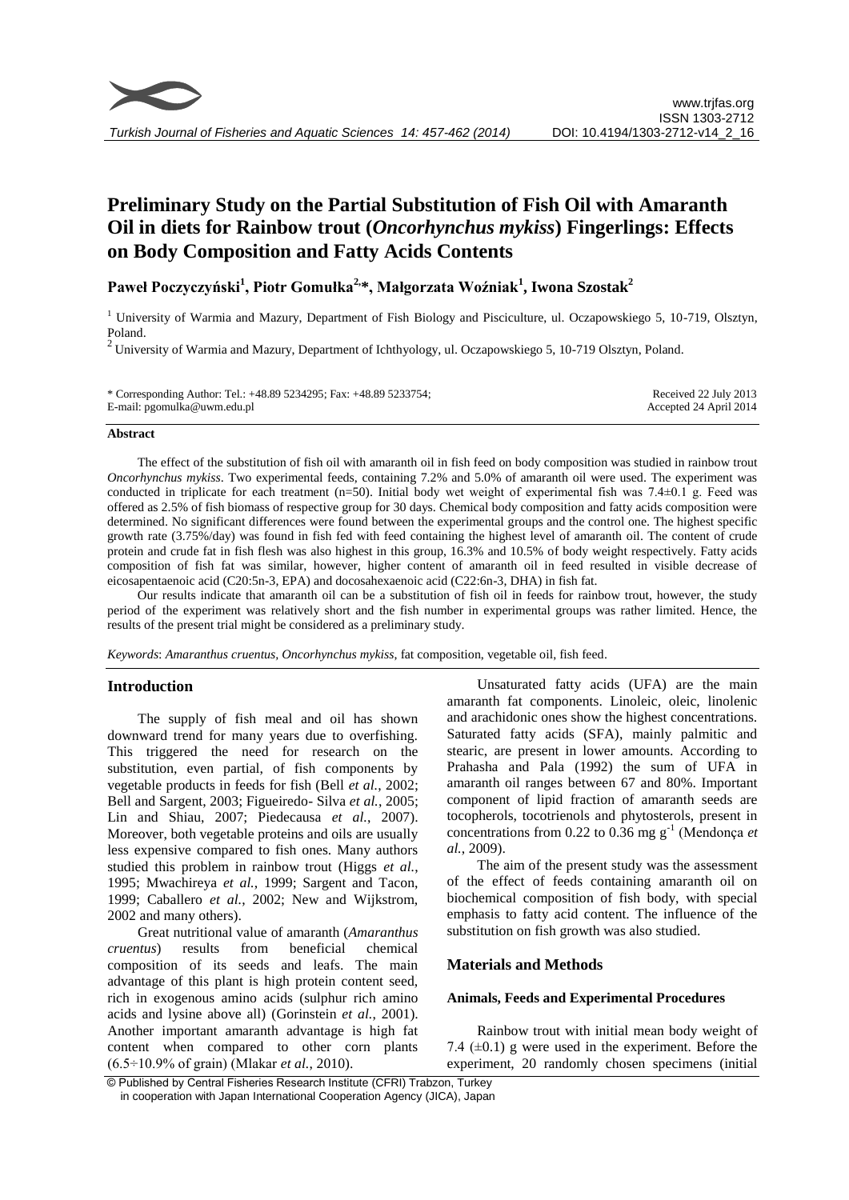# Preliminary Study on the Partial Substitution of Fish Oil with Amaranth Oil in diets for Rainbow trout (*Oncorhynchus mykiss*) Fingerlings: Effects on Body Composition and Fatty Acids Contents

**Paweł Poczyczyński[1], Piotr Gomułka[2,]\*, Małgorzata Woźniak[1], Iwona Szostak[2]**

[1] University of Warmia and Mazury, Department of Fish Biology and Pisciculture, ul. Oczapowskiego 5, 10-719, Olsztyn, Poland.

[2] University of Warmia and Mazury, Department of Ichthyology, ul. Oczapowskiego 5, 10-719 Olsztyn, Poland.

\* Corresponding Author: Tel.: +48.89 5234295; Fax: +48.89 5233754;
E-mail: pgomulka@uwm.edu.pl

Received 22 July 2013
Accepted 24 April 2014

### Abstract

The effect of the substitution of fish oil with amaranth oil in fish feed on body composition was studied in rainbow trout *Oncorhynchus mykiss*. Two experimental feeds, containing 7.2% and 5.0% of amaranth oil were used. The experiment was conducted in triplicate for each treatment (n=50). Initial body wet weight of experimental fish was 7.4±0.1 g. Feed was offered as 2.5% of fish biomass of respective group for 30 days. Chemical body composition and fatty acids composition were determined. No significant differences were found between the experimental groups and the control one. The highest specific growth rate (3.75%/day) was found in fish fed with feed containing the highest level of amaranth oil. The content of crude protein and crude fat in fish flesh was also highest in this group, 16.3% and 10.5% of body weight respectively. Fatty acids composition of fish fat was similar, however, higher content of amaranth oil in feed resulted in visible decrease of eicosapentaenoic acid (C20:5n-3, EPA) and docosahexaenoic acid (C22:6n-3, DHA) in fish fat.

Our results indicate that amaranth oil can be a substitution of fish oil in feeds for rainbow trout, however, the study period of the experiment was relatively short and the fish number in experimental groups was rather limited. Hence, the results of the present trial might be considered as a preliminary study.

*Keywords*: *Amaranthus cruentus*, *Oncorhynchus mykiss*, fat composition, vegetable oil, fish feed.

## Introduction

The supply of fish meal and oil has shown downward trend for many years due to overfishing. This triggered the need for research on the substitution, even partial, of fish components by vegetable products in feeds for fish (Bell *et al.*, 2002; Bell and Sargent, 2003; Figueiredo- Silva *et al.*, 2005; Lin and Shiau, 2007; Piedecausa *et al.*, 2007). Moreover, both vegetable proteins and oils are usually less expensive compared to fish ones. Many authors studied this problem in rainbow trout (Higgs *et al.*, 1995; Mwachireya *et al.*, 1999; Sargent and Tacon, 1999; Caballero *et al.*, 2002; New and Wijkstrom, 2002 and many others).

Great nutritional value of amaranth (*Amaranthus cruentus*) results from beneficial chemical composition of its seeds and leafs. The main advantage of this plant is high protein content seed, rich in exogenous amino acids (sulphur rich amino acids and lysine above all) (Gorinstein *et al.*, 2001). Another important amaranth advantage is high fat content when compared to other corn plants (6.5÷10.9% of grain) (Mlakar *et al.*, 2010).

Unsaturated fatty acids (UFA) are the main amaranth fat components. Linoleic, oleic, linolenic and arachidonic ones show the highest concentrations. Saturated fatty acids (SFA), mainly palmitic and stearic, are present in lower amounts. According to Prahasha and Pala (1992) the sum of UFA in amaranth oil ranges between 67 and 80%. Important component of lipid fraction of amaranth seeds are tocopherols, tocotrienols and phytosterols, present in concentrations from 0.22 to 0.36 mg $g^{-1}$ (Mendonça *et al.*, 2009).

The aim of the present study was the assessment of the effect of feeds containing amaranth oil on biochemical composition of fish body, with special emphasis to fatty acid content. The influence of the substitution on fish growth was also studied.

## Materials and Methods

### Animals, Feeds and Experimental Procedures

Rainbow trout with initial mean body weight of 7.4 (±0.1) g were used in the experiment. Before the experiment, 20 randomly chosen specimens (initial

© Published by Central Fisheries Research Institute (CFRI) Trabzon, Turkey in cooperation with Japan International Cooperation Agency (JICA), Japan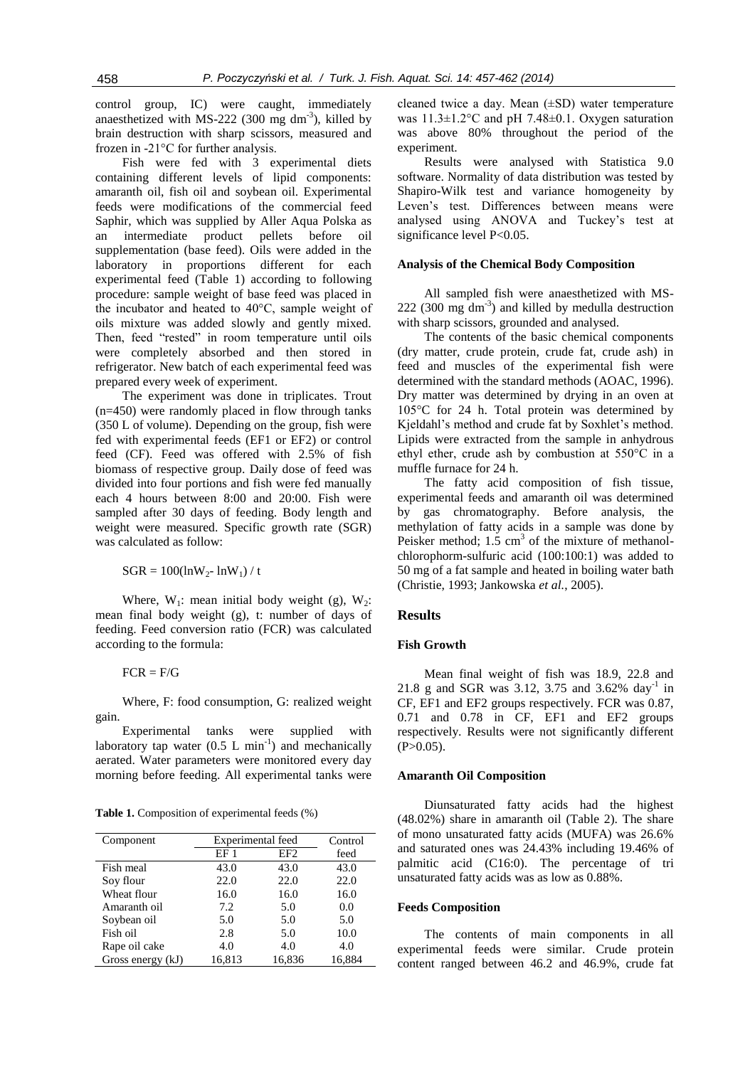control group, IC) were caught, immediately anaesthetized with MS-222 (300 mg dm$^{-3}$), killed by brain destruction with sharp scissors, measured and frozen in -21°C for further analysis.

Fish were fed with 3 experimental diets containing different levels of lipid components: amaranth oil, fish oil and soybean oil. Experimental feeds were modifications of the commercial feed Saphir, which was supplied by Aller Aqua Polska as an intermediate product pellets before oil supplementation (base feed). Oils were added in the laboratory in proportions different for each experimental feed (Table 1) according to following procedure: sample weight of base feed was placed in the incubator and heated to 40°C, sample weight of oils mixture was added slowly and gently mixed. Then, feed "rested" in room temperature until oils were completely absorbed and then stored in refrigerator. New batch of each experimental feed was prepared every week of experiment.

The experiment was done in triplicates. Trout (n=450) were randomly placed in flow through tanks (350 L of volume). Depending on the group, fish were fed with experimental feeds (EF1 or EF2) or control feed (CF). Feed was offered with 2.5% of fish biomass of respective group. Daily dose of feed was divided into four portions and fish were fed manually each 4 hours between 8:00 and 20:00. Fish were sampled after 30 days of feeding. Body length and weight were measured. Specific growth rate (SGR) was calculated as follow:

$$SGR = 100(\ln W_2 - \ln W_1) / t$$

Where, $W_1$: mean initial body weight (g), $W_2$: mean final body weight (g), t: number of days of feeding. Feed conversion ratio (FCR) was calculated according to the formula:

$$FCR = F/G$$

Where, F: food consumption, G: realized weight gain.

Experimental tanks were supplied with laboratory tap water (0.5 L min$^{-1}$) and mechanically aerated. Water parameters were monitored every day morning before feeding. All experimental tanks were cleaned twice a day. Mean (±SD) water temperature was 11.3±1.2°C and pH 7.48±0.1. Oxygen saturation was above 80% throughout the period of the experiment.

**Table 1.** Composition of experimental feeds (%)

| Component | Experimental feed | | Control feed |
|---|---|---|---|
| | EF 1 | EF2 | |
| Fish meal | 43.0 | 43.0 | 43.0 |
| Soy flour | 22.0 | 22.0 | 22.0 |
| Wheat flour | 16.0 | 16.0 | 16.0 |
| Amaranth oil | 7.2 | 5.0 | 0.0 |
| Soybean oil | 5.0 | 5.0 | 5.0 |
| Fish oil | 2.8 | 5.0 | 10.0 |
| Rape oil cake | 4.0 | 4.0 | 4.0 |
| Gross energy (kJ) | 16,813 | 16,836 | 16,884 |

Results were analysed with Statistica 9.0 software. Normality of data distribution was tested by Shapiro-Wilk test and variance homogeneity by Leven's test. Differences between means were analysed using ANOVA and Tuckey's test at significance level $P<0.05$.

### Analysis of the Chemical Body Composition

All sampled fish were anaesthetized with MS-222 (300 mg dm$^{-3}$) and killed by medulla destruction with sharp scissors, grounded and analysed.

The contents of the basic chemical components (dry matter, crude protein, crude fat, crude ash) in feed and muscles of the experimental fish were determined with the standard methods (AOAC, 1996). Dry matter was determined by drying in an oven at 105°C for 24 h. Total protein was determined by Kjeldahl's method and crude fat by Soxhlet's method. Lipids were extracted from the sample in anhydrous ethyl ether, crude ash by combustion at 550°C in a muffle furnace for 24 h.

The fatty acid composition of fish tissue, experimental feeds and amaranth oil was determined by gas chromatography. Before analysis, the methylation of fatty acids in a sample was done by Peisker method; 1.5 cm$^3$ of the mixture of methanol-chlorophorm-sulfuric acid (100:100:1) was added to 50 mg of a fat sample and heated in boiling water bath (Christie, 1993; Jankowska *et al.*, 2005).

## Results

### Fish Growth

Mean final weight of fish was 18.9, 22.8 and 21.8 g and SGR was 3.12, 3.75 and 3.62% day$^{-1}$ in CF, EF1 and EF2 groups respectively. FCR was 0.87, 0.71 and 0.78 in CF, EF1 and EF2 groups respectively. Results were not significantly different ($P>0.05$).

### Amaranth Oil Composition

Diunsaturated fatty acids had the highest (48.02%) share in amaranth oil (Table 2). The share of mono unsaturated fatty acids (MUFA) was 26.6% and saturated ones was 24.43% including 19.46% of palmitic acid (C16:0). The percentage of tri unsaturated fatty acids was as low as 0.88%.

### Feeds Composition

The contents of main components in all experimental feeds were similar. Crude protein content ranged between 46.2 and 46.9%, crude fat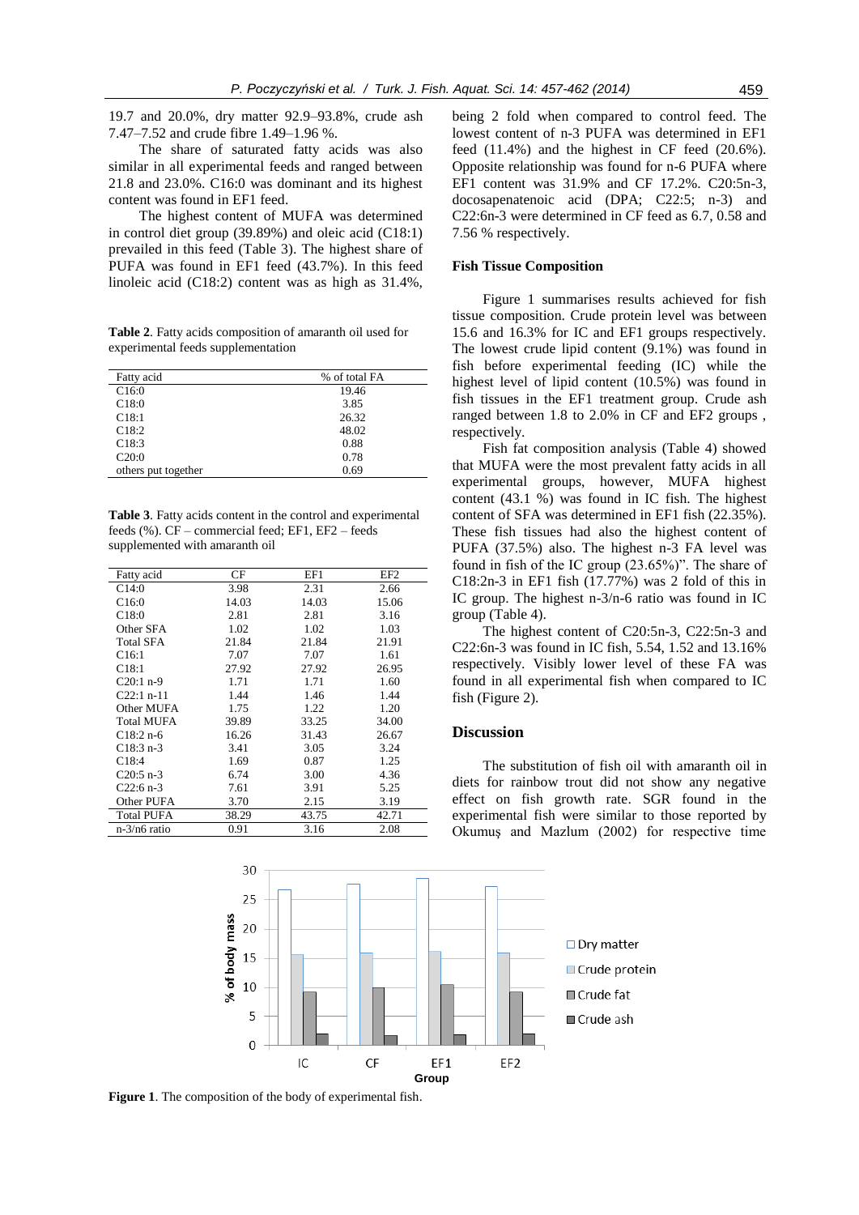19.7 and 20.0%, dry matter 92.9–93.8%, crude ash 7.47–7.52 and crude fibre 1.49–1.96 %.

The share of saturated fatty acids was also similar in all experimental feeds and ranged between 21.8 and 23.0%. C16:0 was dominant and its highest content was found in EF1 feed.

The highest content of MUFA was determined in control diet group (39.89%) and oleic acid (C18:1) prevailed in this feed (Table 3). The highest share of PUFA was found in EF1 feed (43.7%). In this feed linoleic acid (C18:2) content was as high as 31.4%,

**Table 2**. Fatty acids composition of amaranth oil used for experimental feeds supplementation

| Fatty acid | % of total FA |
|---|---|
| C16:0 | 19.46 |
| C18:0 | 3.85 |
| C18:1 | 26.32 |
| C18:2 | 48.02 |
| C18:3 | 0.88 |
| C20:0 | 0.78 |
| others put together | 0.69 |

**Table 3**. Fatty acids content in the control and experimental feeds (%). CF – commercial feed; EF1, EF2 – feeds supplemented with amaranth oil

| Fatty acid | CF | EF1 | EF2 |
|---|---|---|---|
| C14:0 | 3.98 | 2.31 | 2.66 |
| C16:0 | 14.03 | 14.03 | 15.06 |
| C18:0 | 2.81 | 2.81 | 3.16 |
| Other SFA | 1.02 | 1.02 | 1.03 |
| Total SFA | 21.84 | 21.84 | 21.91 |
| C16:1 | 7.07 | 7.07 | 1.61 |
| C18:1 | 27.92 | 27.92 | 26.95 |
| C20:1 n-9 | 1.71 | 1.71 | 1.60 |
| C22:1 n-11 | 1.44 | 1.46 | 1.44 |
| Other MUFA | 1.75 | 1.22 | 1.20 |
| Total MUFA | 39.89 | 33.25 | 34.00 |
| C18:2 n-6 | 16.26 | 31.43 | 26.67 |
| C18:3 n-3 | 3.41 | 3.05 | 3.24 |
| C18:4 | 1.69 | 0.87 | 1.25 |
| C20:5 n-3 | 6.74 | 3.00 | 4.36 |
| C22:6 n-3 | 7.61 | 3.91 | 5.25 |
| Other PUFA | 3.70 | 2.15 | 3.19 |
| Total PUFA | 38.29 | 43.75 | 42.71 |
| n-3/n6 ratio | 0.91 | 3.16 | 2.08 |

being 2 fold when compared to control feed. The lowest content of n-3 PUFA was determined in EF1 feed (11.4%) and the highest in CF feed (20.6%). Opposite relationship was found for n-6 PUFA where EF1 content was 31.9% and CF 17.2%. C20:5n-3, docosapenatenoic acid (DPA; C22:5; n-3) and C22:6n-3 were determined in CF feed as 6.7, 0.58 and 7.56 % respectively.

### Fish Tissue Composition

Figure 1 summarises results achieved for fish tissue composition. Crude protein level was between 15.6 and 16.3% for IC and EF1 groups respectively. The lowest crude lipid content (9.1%) was found in fish before experimental feeding (IC) while the highest level of lipid content (10.5%) was found in fish tissues in the EF1 treatment group. Crude ash ranged between 1.8 to 2.0% in CF and EF2 groups , respectively.

Fish fat composition analysis (Table 4) showed that MUFA were the most prevalent fatty acids in all experimental groups, however, MUFA highest content (43.1 %) was found in IC fish. The highest content of SFA was determined in EF1 fish (22.35%). These fish tissues had also the highest content of PUFA (37.5%) also. The highest n-3 FA level was found in fish of the IC group (23.65%)". The share of C18:2n-3 in EF1 fish (17.77%) was 2 fold of this in IC group. The highest n-3/n-6 ratio was found in IC group (Table 4).

The highest content of C20:5n-3, C22:5n-3 and C22:6n-3 was found in IC fish, 5.54, 1.52 and 13.16% respectively. Visibly lower level of these FA was found in all experimental fish when compared to IC fish (Figure 2).

## Discussion

The substitution of fish oil with amaranth oil in diets for rainbow trout did not show any negative effect on fish growth rate. SGR found in the experimental fish were similar to those reported by Okumuş and Mazlum (2002) for respective time

**Figure 1**. The composition of the body of experimental fish.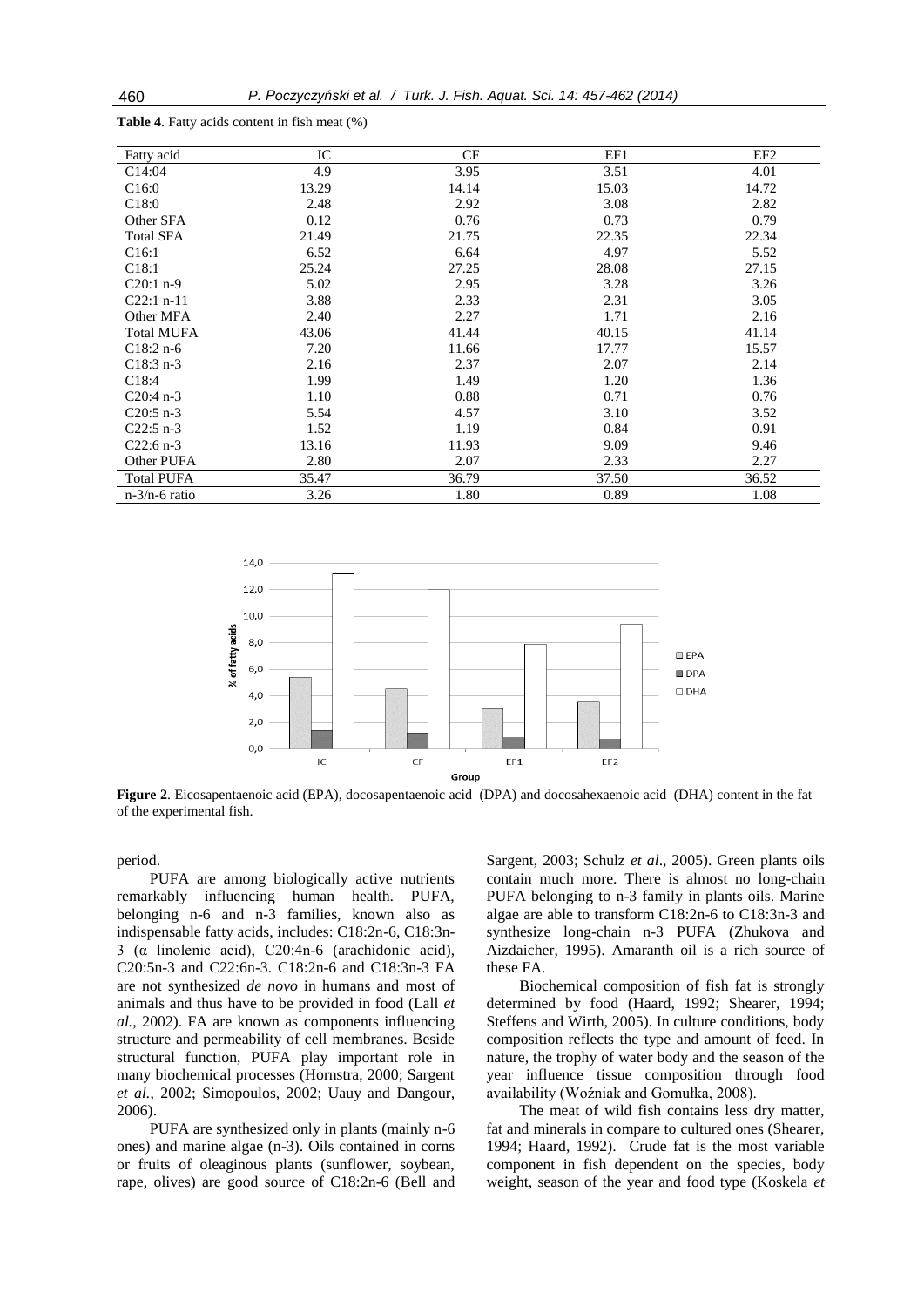**Table 4**. Fatty acids content in fish meat (%)

| Fatty acid | IC | CF | EF1 | EF2 |
|---|---|---|---|---|
| C14:04 | 4.9 | 3.95 | 3.51 | 4.01 |
| C16:0 | 13.29 | 14.14 | 15.03 | 14.72 |
| C18:0 | 2.48 | 2.92 | 3.08 | 2.82 |
| Other SFA | 0.12 | 0.76 | 0.73 | 0.79 |
| Total SFA | 21.49 | 21.75 | 22.35 | 22.34 |
| C16:1 | 6.52 | 6.64 | 4.97 | 5.52 |
| C18:1 | 25.24 | 27.25 | 28.08 | 27.15 |
| C20:1 n-9 | 5.02 | 2.95 | 3.28 | 3.26 |
| C22:1 n-11 | 3.88 | 2.33 | 2.31 | 3.05 |
| Other MFA | 2.40 | 2.27 | 1.71 | 2.16 |
| Total MUFA | 43.06 | 41.44 | 40.15 | 41.14 |
| C18:2 n-6 | 7.20 | 11.66 | 17.77 | 15.57 |
| C18:3 n-3 | 2.16 | 2.37 | 2.07 | 2.14 |
| C18:4 | 1.99 | 1.49 | 1.20 | 1.36 |
| C20:4 n-3 | 1.10 | 0.88 | 0.71 | 0.76 |
| C20:5 n-3 | 5.54 | 4.57 | 3.10 | 3.52 |
| C22:5 n-3 | 1.52 | 1.19 | 0.84 | 0.91 |
| C22:6 n-3 | 13.16 | 11.93 | 9.09 | 9.46 |
| Other PUFA | 2.80 | 2.07 | 2.33 | 2.27 |
| Total PUFA | 35.47 | 36.79 | 37.50 | 36.52 |
| n-3/n-6 ratio | 3.26 | 1.80 | 0.89 | 1.08 |

**Figure 2**. Eicosapentaenoic acid (EPA), docosapentaenoic acid (DPA) and docosahexaenoic acid (DHA) content in the fat of the experimental fish.

period.

PUFA are among biologically active nutrients remarkably influencing human health. PUFA, belonging n-6 and n-3 families, known also as indispensable fatty acids, includes: C18:2n-6, C18:3n-3 (α linolenic acid), C20:4n-6 (arachidonic acid), C20:5n-3 and C22:6n-3. C18:2n-6 and C18:3n-3 FA are not synthesized *de novo* in humans and most of animals and thus have to be provided in food (Lall *et al.*, 2002). FA are known as components influencing structure and permeability of cell membranes. Beside structural function, PUFA play important role in many biochemical processes (Hornstra, 2000; Sargent *et al.*, 2002; Simopoulos, 2002; Uauy and Dangour, 2006).

PUFA are synthesized only in plants (mainly n-6 ones) and marine algae (n-3). Oils contained in corns or fruits of oleaginous plants (sunflower, soybean, rape, olives) are good source of C18:2n-6 (Bell and Sargent, 2003; Schulz *et al*., 2005). Green plants oils contain much more. There is almost no long-chain PUFA belonging to n-3 family in plants oils. Marine algae are able to transform C18:2n-6 to C18:3n-3 and synthesize long-chain n-3 PUFA (Zhukova and Aizdaicher, 1995). Amaranth oil is a rich source of these FA.

Biochemical composition of fish fat is strongly determined by food (Haard, 1992; Shearer, 1994; Steffens and Wirth, 2005). In culture conditions, body composition reflects the type and amount of feed. In nature, the trophy of water body and the season of the year influence tissue composition through food availability (Woźniak and Gomułka, 2008).

The meat of wild fish contains less dry matter, fat and minerals in compare to cultured ones (Shearer, 1994; Haard, 1992). Crude fat is the most variable component in fish dependent on the species, body weight, season of the year and food type (Koskela *et*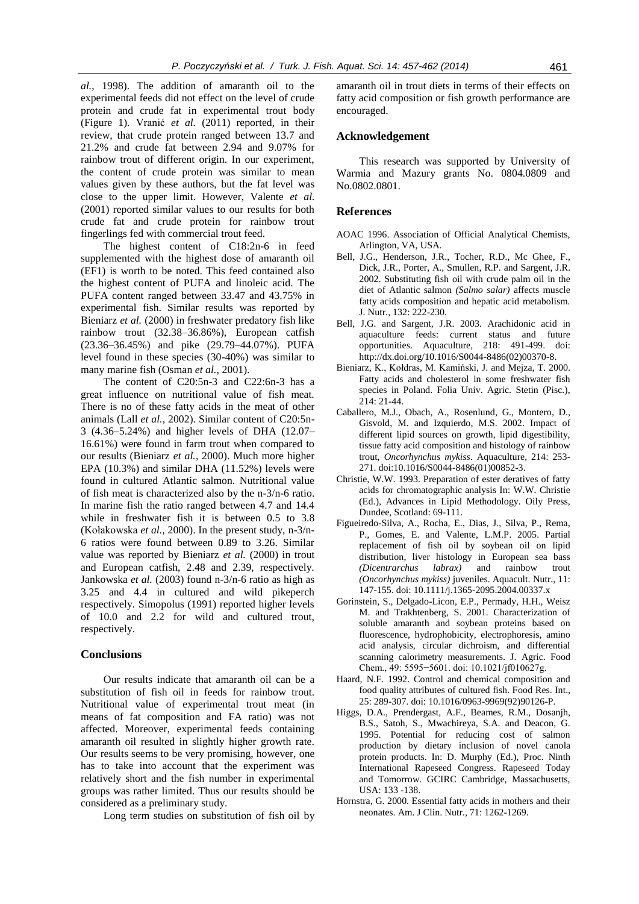*al.*, 1998). The addition of amaranth oil to the experimental feeds did not effect on the level of crude protein and crude fat in experimental trout body (Figure 1). Vranić *et al.* (2011) reported, in their review, that crude protein ranged between 13.7 and 21.2% and crude fat between 2.94 and 9.07% for rainbow trout of different origin. In our experiment, the content of crude protein was similar to mean values given by these authors, but the fat level was close to the upper limit. However, Valente *et al.* (2001) reported similar values to our results for both crude fat and crude protein for rainbow trout fingerlings fed with commercial trout feed.

The highest content of C18:2n-6 in feed supplemented with the highest dose of amaranth oil (EF1) is worth to be noted. This feed contained also the highest content of PUFA and linoleic acid. The PUFA content ranged between 33.47 and 43.75% in experimental fish. Similar results was reported by Bieniarz *et al.* (2000) in freshwater predatory fish like rainbow trout (32.38–36.86%), European catfish (23.36–36.45%) and pike (29.79–44.07%). PUFA level found in these species (30-40%) was similar to many marine fish (Osman *et al.*, 2001).

The content of C20:5n-3 and C22:6n-3 has a great influence on nutritional value of fish meat. There is no of these fatty acids in the meat of other animals (Lall *et al.*, 2002). Similar content of C20:5n-3 (4.36–5.24%) and higher levels of DHA (12.07–16.61%) were found in farm trout when compared to our results (Bieniarz *et al.*, 2000). Much more higher EPA (10.3%) and similar DHA (11.52%) levels were found in cultured Atlantic salmon. Nutritional value of fish meat is characterized also by the n-3/n-6 ratio. In marine fish the ratio ranged between 4.7 and 14.4 while in freshwater fish it is between 0.5 to 3.8 (Kołakowska *et al.*, 2000). In the present study, n-3/n-6 ratios were found between 0.89 to 3.26. Similar value was reported by Bieniarz *et al.* (2000) in trout and European catfish, 2.48 and 2.39, respectively. Jankowska *et al.* (2003) found n-3/n-6 ratio as high as 3.25 and 4.4 in cultured and wild pikeperch respectively. Simopolus (1991) reported higher levels of 10.0 and 2.2 for wild and cultured trout, respectively.

## Conclusions

Our results indicate that amaranth oil can be a substitution of fish oil in feeds for rainbow trout. Nutritional value of experimental trout meat (in means of fat composition and FA ratio) was not affected. Moreover, experimental feeds containing amaranth oil resulted in slightly higher growth rate. Our results seems to be very promising, however, one has to take into account that the experiment was relatively short and the fish number in experimental groups was rather limited. Thus our results should be considered as a preliminary study.

Long term studies on substitution of fish oil by amaranth oil in trout diets in terms of their effects on fatty acid composition or fish growth performance are encouraged.

## Acknowledgement

This research was supported by University of Warmia and Mazury grants No. 0804.0809 and No.0802.0801.

## References

AOAC 1996. Association of Official Analytical Chemists, Arlington, VA, USA.

Bell, J.G., Henderson, J.R., Tocher, R.D., Mc Ghee, F., Dick, J.R., Porter, A., Smullen, R.P. and Sargent, J.R. 2002. Substituting fish oil with crude palm oil in the diet of Atlantic salmon *(Salmo salar)* affects muscle fatty acids composition and hepatic acid metabolism. J. Nutr., 132: 222-230.

Bell, J.G. and Sargent, J.R. 2003. Arachidonic acid in aquaculture feeds: current status and future opportunities. Aquaculture, 218: 491-499. doi: http://dx.doi.org/10.1016/S0044-8486(02)00370-8.

Bieniarz, K., Kołdras, M. Kamiński, J. and Mejza, T. 2000. Fatty acids and cholesterol in some freshwater fish species in Poland. Folia Univ. Agric. Stetin (Pisc.), 214: 21-44.

Caballero, M.J., Obach, A., Rosenlund, G., Montero, D., Gisvold, M. and Izquierdo, M.S. 2002. Impact of different lipid sources on growth, lipid digestibility, tissue fatty acid composition and histology of rainbow trout, *Oncorhynchus mykiss*. Aquaculture, 214: 253-271. doi:10.1016/S0044-8486(01)00852-3.

Christie, W.W. 1993. Preparation of ester deratives of fatty acids for chromatographic analysis In: W.W. Christie (Ed.), Advances in Lipid Methodology. Oily Press, Dundee, Scotland: 69-111.

Figueiredo-Silva, A., Rocha, E., Dias, J., Silva, P., Rema, P., Gomes, E. and Valente, L.M.P. 2005. Partial replacement of fish oil by soybean oil on lipid distribution, liver histology in European sea bass *(Dicentrarchus labrax)* and rainbow trout *(Oncorhynchus mykiss)* juveniles. Aquacult. Nutr., 11: 147-155. doi: 10.1111/j.1365-2095.2004.00337.x

Gorinstein, S., Delgado-Licon, E.P., Permady, H.H., Weisz M. and Trakhtenberg, S. 2001. Characterization of soluble amaranth and soybean proteins based on fluorescence, hydrophobicity, electrophoresis, amino acid analysis, circular dichroism, and differential scanning calorimetry measurements. J. Agric. Food Chem., 49: 5595−5601. doi: 10.1021/jf010627g.

Haard, N.F. 1992. Control and chemical composition and food quality attributes of cultured fish. Food Res. Int., 25: 289-307. doi: 10.1016/0963-9969(92)90126-P.

Higgs, D.A., Prendergast, A.F., Beames, R.M., Dosanjh, B.S., Satoh, S., Mwachireya, S.A. and Deacon, G. 1995. Potential for reducing cost of salmon production by dietary inclusion of novel canola protein products. In: D. Murphy (Ed.), Proc. Ninth International Rapeseed Congress. Rapeseed Today and Tomorrow. GCIRC Cambridge, Massachusetts, USA: 133 -138.

Hornstra, G. 2000. Essential fatty acids in mothers and their neonates. Am. J Clin. Nutr., 71: 1262-1269.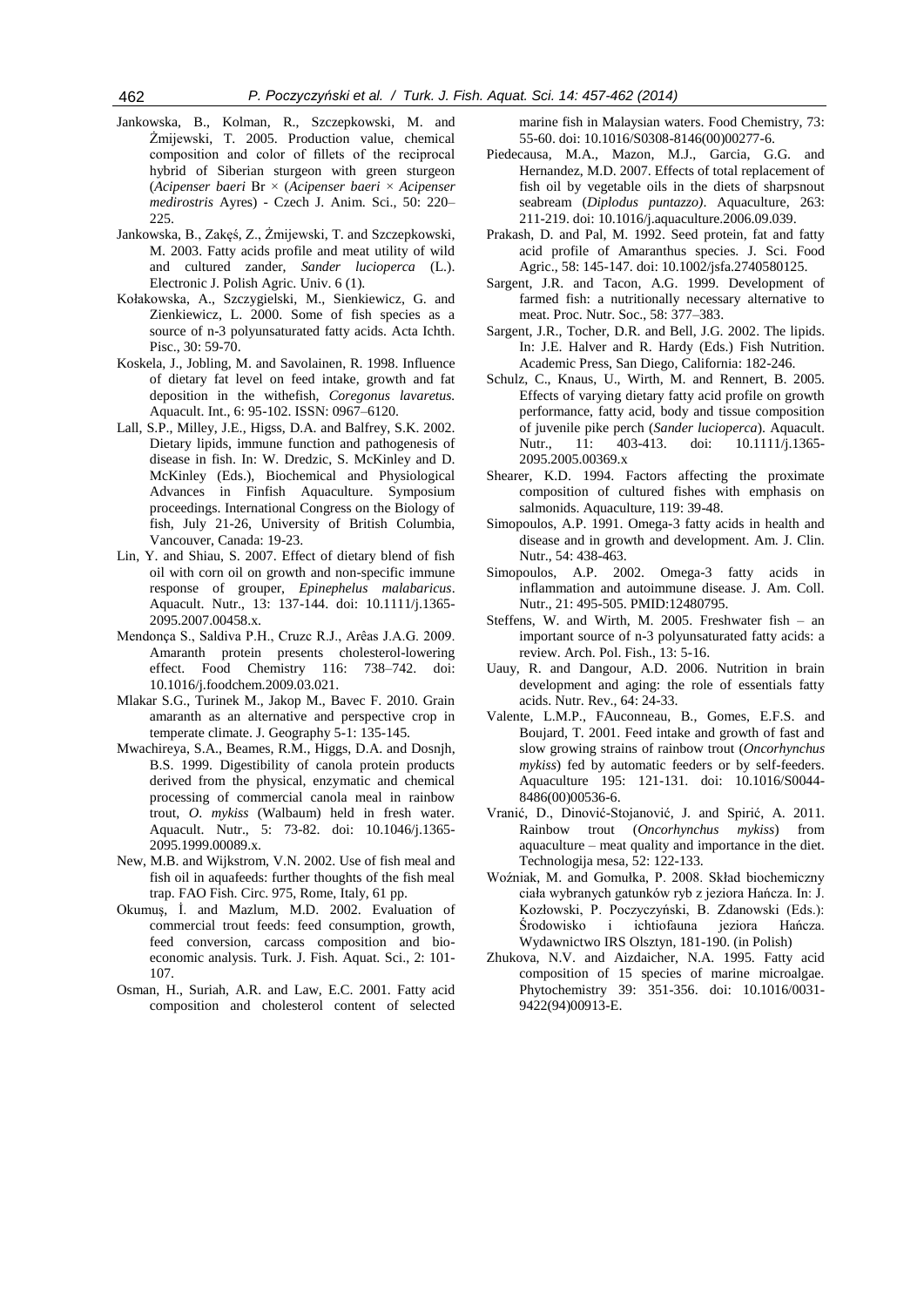Jankowska, B., Kolman, R., Szczepkowski, M. and Żmijewski, T. 2005. Production value, chemical composition and color of fillets of the reciprocal hybrid of Siberian sturgeon with green sturgeon (*Acipenser baeri* Br × (*Acipenser baeri* × *Acipenser medirostris* Ayres) - Czech J. Anim. Sci., 50: 220–225.

Jankowska, B., Zakęś, Z., Żmijewski, T. and Szczepkowski, M. 2003. Fatty acids profile and meat utility of wild and cultured zander, *Sander lucioperca* (L.). Electronic J. Polish Agric. Univ. 6 (1).

Kołakowska, A., Szczygielski, M., Sienkiewicz, G. and Zienkiewicz, L. 2000. Some of fish species as a source of n-3 polyunsaturated fatty acids. Acta Ichth. Pisc., 30: 59-70.

Koskela, J., Jobling, M. and Savolainen, R. 1998. Influence of dietary fat level on feed intake, growth and fat deposition in the withefish, *Coregonus lavaretus.* Aquacult. Int., 6: 95-102. ISSN: 0967–6120.

Lall, S.P., Milley, J.E., Higss, D.A. and Balfrey, S.K. 2002. Dietary lipids, immune function and pathogenesis of disease in fish. In: W. Dredzic, S. McKinley and D. McKinley (Eds.), Biochemical and Physiological Advances in Finfish Aquaculture. Symposium proceedings. International Congress on the Biology of fish, July 21-26, University of British Columbia, Vancouver, Canada: 19-23.

Lin, Y. and Shiau, S. 2007. Effect of dietary blend of fish oil with corn oil on growth and non-specific immune response of grouper, *Epinephelus malabaricus*. Aquacult. Nutr., 13: 137-144. doi: 10.1111/j.1365-2095.2007.00458.x.

Mendonça S., Saldiva P.H., Cruzc R.J., Arêas J.A.G. 2009. Amaranth protein presents cholesterol-lowering effect. Food Chemistry 116: 738–742. doi: 10.1016/j.foodchem.2009.03.021.

Mlakar S.G., Turinek M., Jakop M., Bavec F. 2010. Grain amaranth as an alternative and perspective crop in temperate climate. J. Geography 5-1: 135-145.

Mwachireya, S.A., Beames, R.M., Higgs, D.A. and Dosnjh, B.S. 1999. Digestibility of canola protein products derived from the physical, enzymatic and chemical processing of commercial canola meal in rainbow trout, *O. mykiss* (Walbaum) held in fresh water. Aquacult. Nutr., 5: 73-82. doi: 10.1046/j.1365-2095.1999.00089.x.

New, M.B. and Wijkstrom, V.N. 2002. Use of fish meal and fish oil in aquafeeds: further thoughts of the fish meal trap. FAO Fish. Circ. 975, Rome, Italy, 61 pp.

Okumuş, İ. and Mazlum, M.D. 2002. Evaluation of commercial trout feeds: feed consumption, growth, feed conversion, carcass composition and bio-economic analysis. Turk. J. Fish. Aquat. Sci., 2: 101-107.

Osman, H., Suriah, A.R. and Law, E.C. 2001. Fatty acid composition and cholesterol content of selected marine fish in Malaysian waters. Food Chemistry, 73: 55-60. doi: 10.1016/S0308-8146(00)00277-6.

Piedecausa, M.A., Mazon, M.J., Garcia, G.G. and Hernandez, M.D. 2007. Effects of total replacement of fish oil by vegetable oils in the diets of sharpsnout seabream (*Diplodus puntazzo)*. Aquaculture, 263: 211-219. doi: 10.1016/j.aquaculture.2006.09.039.

Prakash, D. and Pal, M. 1992. Seed protein, fat and fatty acid profile of Amaranthus species. J. Sci. Food Agric., 58: 145-147. doi: 10.1002/jsfa.2740580125.

Sargent, J.R. and Tacon, A.G. 1999. Development of farmed fish: a nutritionally necessary alternative to meat. Proc. Nutr. Soc., 58: 377–383.

Sargent, J.R., Tocher, D.R. and Bell, J.G. 2002. The lipids. In: J.E. Halver and R. Hardy (Eds.) Fish Nutrition. Academic Press, San Diego, California: 182-246.

Schulz, C., Knaus, U., Wirth, M. and Rennert, B. 2005. Effects of varying dietary fatty acid profile on growth performance, fatty acid, body and tissue composition of juvenile pike perch (*Sander lucioperca*). Aquacult. Nutr., 11: 403-413. doi: 10.1111/j.1365-2095.2005.00369.x

Shearer, K.D. 1994. Factors affecting the proximate composition of cultured fishes with emphasis on salmonids. Aquaculture, 119: 39-48.

Simopoulos, A.P. 1991. Omega-3 fatty acids in health and disease and in growth and development. Am. J. Clin. Nutr., 54: 438-463.

Simopoulos, A.P. 2002. Omega-3 fatty acids in inflammation and autoimmune disease. J. Am. Coll. Nutr., 21: 495-505. PMID:12480795.

Steffens, W. and Wirth, M. 2005. Freshwater fish – an important source of n-3 polyunsaturated fatty acids: a review. Arch. Pol. Fish., 13: 5-16.

Uauy, R. and Dangour, A.D. 2006. Nutrition in brain development and aging: the role of essentials fatty acids. Nutr. Rev., 64: 24-33.

Valente, L.M.P., FAuconneau, B., Gomes, E.F.S. and Boujard, T. 2001. Feed intake and growth of fast and slow growing strains of rainbow trout (*Oncorhynchus mykiss*) fed by automatic feeders or by self-feeders. Aquaculture 195: 121-131. doi: 10.1016/S0044-8486(00)00536-6.

Vranić, D., Dinović-Stojanović, J. and Spirić, A. 2011. Rainbow trout (*Oncorhynchus mykiss*) from aquaculture – meat quality and importance in the diet. Technologija mesa, 52: 122-133.

Woźniak, M. and Gomułka, P. 2008. Skład biochemiczny ciała wybranych gatunków ryb z jeziora Hańcza. In: J. Kozłowski, P. Poczyczyński, B. Zdanowski (Eds.): Środowisko i ichtiofauna jeziora Hańcza. Wydawnictwo IRS Olsztyn, 181-190. (in Polish)

Zhukova, N.V. and Aizdaicher, N.A. 1995. Fatty acid composition of 15 species of marine microalgae. Phytochemistry 39: 351-356. doi: 10.1016/0031-9422(94)00913-E.